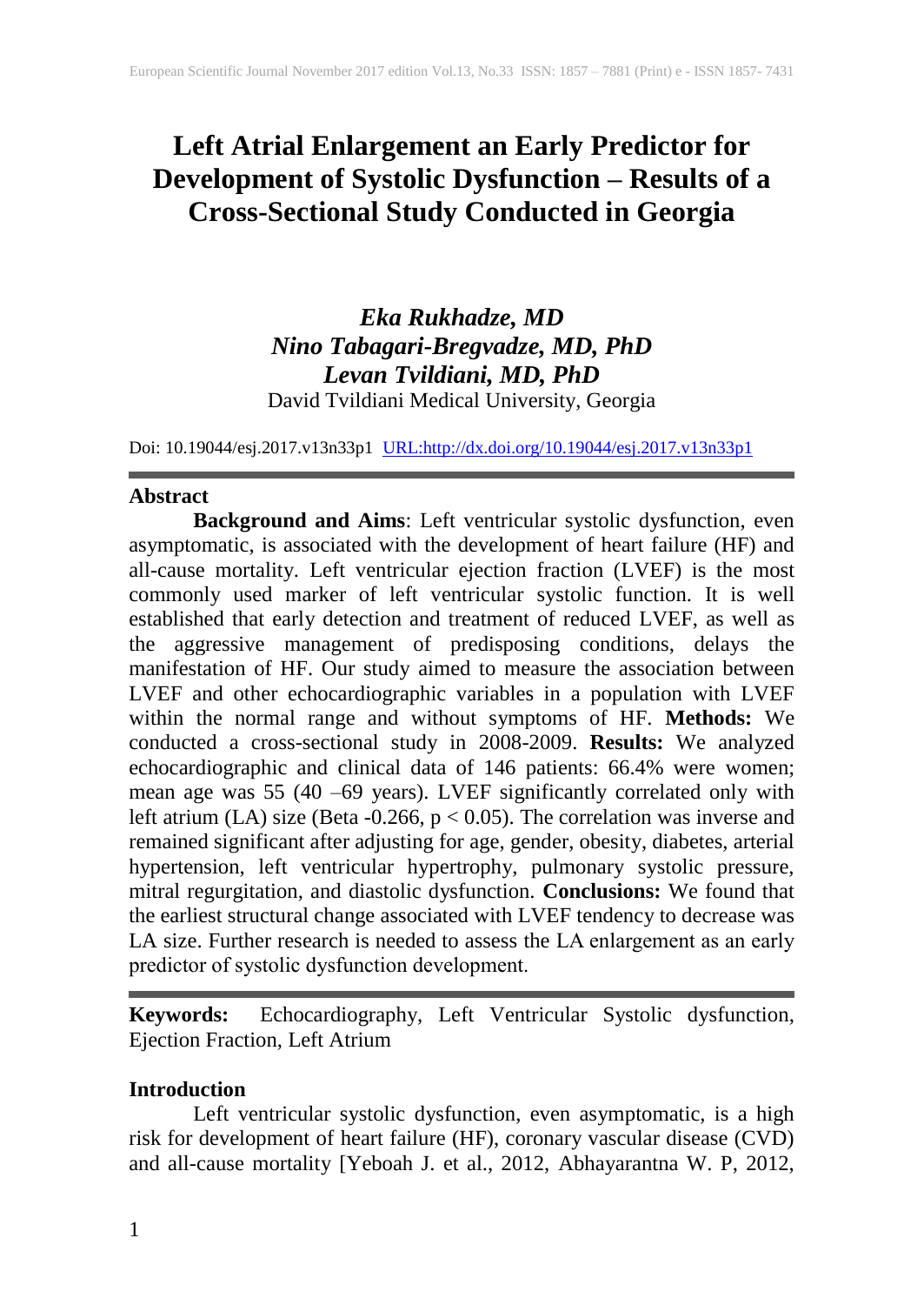# Left Atrial Enlargement an Early Predictor for Development of Systolic Dysfunction – Results of a Cross-Sectional Study Conducted in Georgia

***Eka Rukhadze, MD***
***Nino Tabagari-Bregvadze, MD, PhD***
***Levan Tvildiani, MD, PhD***
David Tvildiani Medical University, Georgia

Doi: 10.19044/esj.2017.v13n33p1 URL:http://dx.doi.org/10.19044/esj.2017.v13n33p1

## Abstract

**Background and Aims**: Left ventricular systolic dysfunction, even asymptomatic, is associated with the development of heart failure (HF) and all-cause mortality. Left ventricular ejection fraction (LVEF) is the most commonly used marker of left ventricular systolic function. It is well established that early detection and treatment of reduced LVEF, as well as the aggressive management of predisposing conditions, delays the manifestation of HF. Our study aimed to measure the association between LVEF and other echocardiographic variables in a population with LVEF within the normal range and without symptoms of HF. **Methods:** We conducted a cross-sectional study in 2008-2009. **Results:** We analyzed echocardiographic and clinical data of 146 patients: 66.4% were women; mean age was 55 (40 –69 years). LVEF significantly correlated only with left atrium (LA) size (Beta -0.266, $p < 0.05$). The correlation was inverse and remained significant after adjusting for age, gender, obesity, diabetes, arterial hypertension, left ventricular hypertrophy, pulmonary systolic pressure, mitral regurgitation, and diastolic dysfunction. **Conclusions:** We found that the earliest structural change associated with LVEF tendency to decrease was LA size. Further research is needed to assess the LA enlargement as an early predictor of systolic dysfunction development.

**Keywords:** Echocardiography, Left Ventricular Systolic dysfunction, Ejection Fraction, Left Atrium

## Introduction

Left ventricular systolic dysfunction, even asymptomatic, is a high risk for development of heart failure (HF), coronary vascular disease (CVD) and all-cause mortality [Yeboah J. et al., 2012, Abhayarantna W. P, 2012,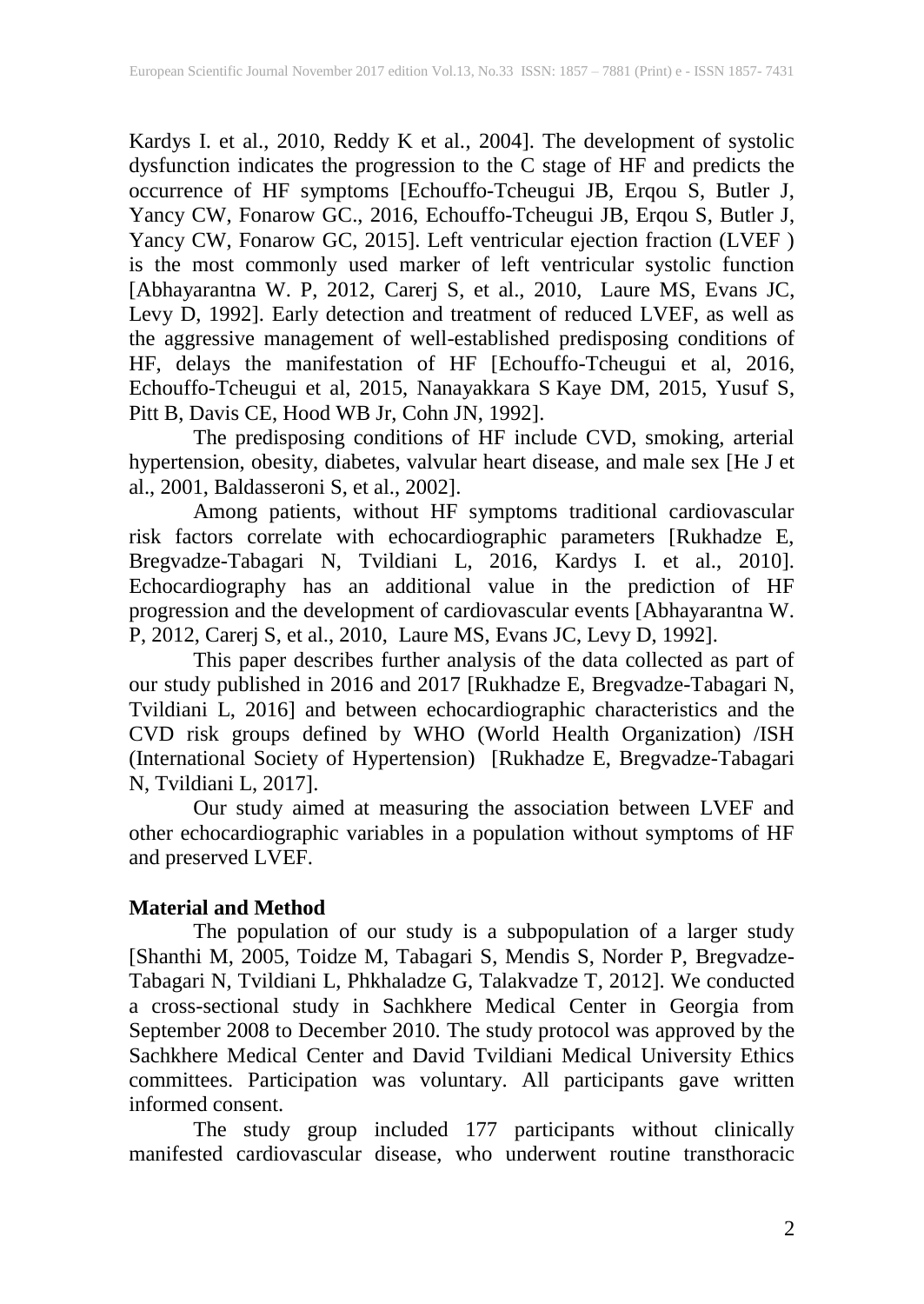Kardys I. et al., 2010, Reddy K et al., 2004]. The development of systolic dysfunction indicates the progression to the C stage of HF and predicts the occurrence of HF symptoms [Echouffo-Tcheugui JB, Erqou S, Butler J, Yancy CW, Fonarow GC., 2016, Echouffo-Tcheugui JB, Erqou S, Butler J, Yancy CW, Fonarow GC, 2015]. Left ventricular ejection fraction (LVEF ) is the most commonly used marker of left ventricular systolic function [Abhayarantna W. P, 2012, Carerj S, et al., 2010, Laure MS, Evans JC, Levy D, 1992]. Early detection and treatment of reduced LVEF, as well as the aggressive management of well-established predisposing conditions of HF, delays the manifestation of HF [Echouffo-Tcheugui et al, 2016, Echouffo-Tcheugui et al, 2015, Nanayakkara S Kaye DM, 2015, Yusuf S, Pitt B, Davis CE, Hood WB Jr, Cohn JN, 1992].

The predisposing conditions of HF include CVD, smoking, arterial hypertension, obesity, diabetes, valvular heart disease, and male sex [He J et al., 2001, Baldasseroni S, et al., 2002].

Among patients, without HF symptoms traditional cardiovascular risk factors correlate with echocardiographic parameters [Rukhadze E, Bregvadze-Tabagari N, Tvildiani L, 2016, Kardys I. et al., 2010]. Echocardiography has an additional value in the prediction of HF progression and the development of cardiovascular events [Abhayarantna W. P, 2012, Carerj S, et al., 2010, Laure MS, Evans JC, Levy D, 1992].

This paper describes further analysis of the data collected as part of our study published in 2016 and 2017 [Rukhadze E, Bregvadze-Tabagari N, Tvildiani L, 2016] and between echocardiographic characteristics and the CVD risk groups defined by WHO (World Health Organization) /ISH (International Society of Hypertension) [Rukhadze E, Bregvadze-Tabagari N, Tvildiani L, 2017].

Our study aimed at measuring the association between LVEF and other echocardiographic variables in a population without symptoms of HF and preserved LVEF.

## Material and Method

The population of our study is a subpopulation of a larger study [Shanthi M, 2005, Toidze M, Tabagari S, Mendis S, Norder P, Bregvadze-Tabagari N, Tvildiani L, Phkhaladze G, Talakvadze T, 2012]. We conducted a cross-sectional study in Sachkhere Medical Center in Georgia from September 2008 to December 2010. The study protocol was approved by the Sachkhere Medical Center and David Tvildiani Medical University Ethics committees. Participation was voluntary. All participants gave written informed consent.

The study group included 177 participants without clinically manifested cardiovascular disease, who underwent routine transthoracic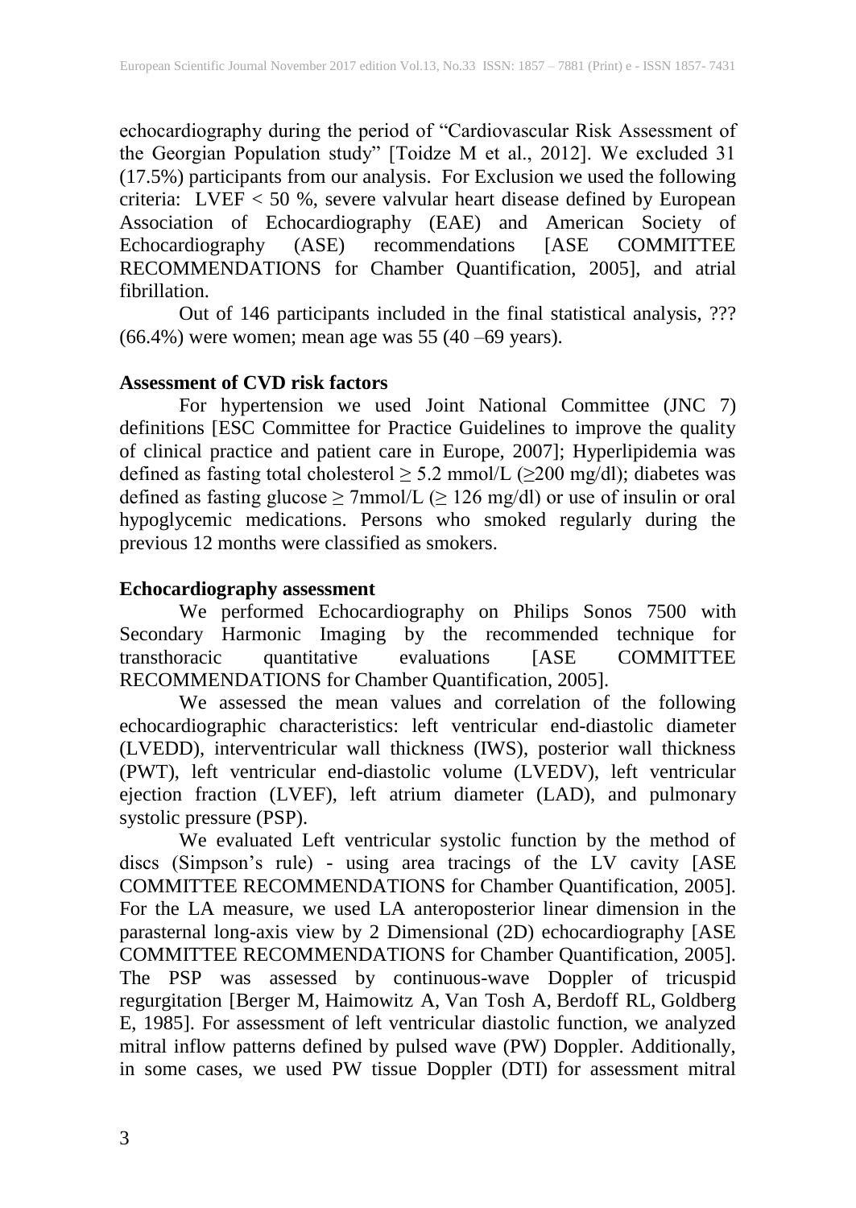echocardiography during the period of "Cardiovascular Risk Assessment of the Georgian Population study" [Toidze M et al., 2012]. We excluded 31 (17.5%) participants from our analysis. For Exclusion we used the following criteria: LVEF < 50 %, severe valvular heart disease defined by European Association of Echocardiography (EAE) and American Society of Echocardiography (ASE) recommendations [ASE COMMITTEE RECOMMENDATIONS for Chamber Quantification, 2005], and atrial fibrillation.

Out of 146 participants included in the final statistical analysis, ??? (66.4%) were women; mean age was 55 (40 –69 years).

**Assessment of CVD risk factors**

For hypertension we used Joint National Committee (JNC 7) definitions [ESC Committee for Practice Guidelines to improve the quality of clinical practice and patient care in Europe, 2007]; Hyperlipidemia was defined as fasting total cholesterol ≥ 5.2 mmol/L (≥200 mg/dl); diabetes was defined as fasting glucose ≥ 7mmol/L (≥ 126 mg/dl) or use of insulin or oral hypoglycemic medications. Persons who smoked regularly during the previous 12 months were classified as smokers.

**Echocardiography assessment**

We performed Echocardiography on Philips Sonos 7500 with Secondary Harmonic Imaging by the recommended technique for transthoracic quantitative evaluations [ASE COMMITTEE RECOMMENDATIONS for Chamber Quantification, 2005].

We assessed the mean values and correlation of the following echocardiographic characteristics: left ventricular end-diastolic diameter (LVEDD), interventricular wall thickness (IWS), posterior wall thickness (PWT), left ventricular end-diastolic volume (LVEDV), left ventricular ejection fraction (LVEF), left atrium diameter (LAD), and pulmonary systolic pressure (PSP).

We evaluated Left ventricular systolic function by the method of discs (Simpson's rule) - using area tracings of the LV cavity [ASE COMMITTEE RECOMMENDATIONS for Chamber Quantification, 2005]. For the LA measure, we used LA anteroposterior linear dimension in the parasternal long-axis view by 2 Dimensional (2D) echocardiography [ASE COMMITTEE RECOMMENDATIONS for Chamber Quantification, 2005]. The PSP was assessed by continuous-wave Doppler of tricuspid regurgitation [Berger M, Haimowitz A, Van Tosh A, Berdoff RL, Goldberg E, 1985]. For assessment of left ventricular diastolic function, we analyzed mitral inflow patterns defined by pulsed wave (PW) Doppler. Additionally, in some cases, we used PW tissue Doppler (DTI) for assessment mitral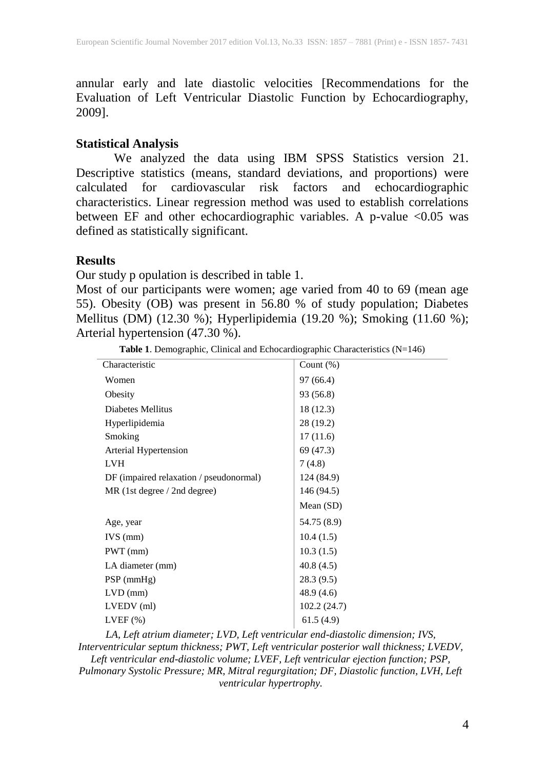annular early and late diastolic velocities [Recommendations for the Evaluation of Left Ventricular Diastolic Function by Echocardiography, 2009].

## Statistical Analysis

We analyzed the data using IBM SPSS Statistics version 21. Descriptive statistics (means, standard deviations, and proportions) were calculated for cardiovascular risk factors and echocardiographic characteristics. Linear regression method was used to establish correlations between EF and other echocardiographic variables. A p-value <0.05 was defined as statistically significant.

## Results

Our study p opulation is described in table 1.

Most of our participants were women; age varied from 40 to 69 (mean age 55). Obesity (OB) was present in 56.80 % of study population; Diabetes Mellitus (DM) (12.30 %); Hyperlipidemia (19.20 %); Smoking (11.60 %); Arterial hypertension (47.30 %).

**Table 1**. Demographic, Clinical and Echocardiographic Characteristics (N=146)

| Characteristic | Count (%) |
|---|---|
| Women | 97 (66.4) |
| Obesity | 93 (56.8) |
| Diabetes Mellitus | 18 (12.3) |
| Hyperlipidemia | 28 (19.2) |
| Smoking | 17 (11.6) |
| Arterial Hypertension | 69 (47.3) |
| LVH | 7 (4.8) |
| DF (impaired relaxation / pseudonormal) | 124 (84.9) |
| MR (1st degree / 2nd degree) | 146 (94.5) |
| | Mean (SD) |
| Age, year | 54.75 (8.9) |
| IVS (mm) | 10.4 (1.5) |
| PWT (mm) | 10.3 (1.5) |
| LA diameter (mm) | 40.8 (4.5) |
| PSP (mmHg) | 28.3 (9.5) |
| LVD (mm) | 48.9 (4.6) |
| LVEDV (ml) | 102.2 (24.7) |
| LVEF (%) | 61.5 (4.9) |

*LA, Left atrium diameter; LVD, Left ventricular end-diastolic dimension; IVS, Interventricular septum thickness; PWT, Left ventricular posterior wall thickness; LVEDV, Left ventricular end-diastolic volume; LVEF, Left ventricular ejection function; PSP, Pulmonary Systolic Pressure; MR, Mitral regurgitation; DF, Diastolic function, LVH, Left ventricular hypertrophy.*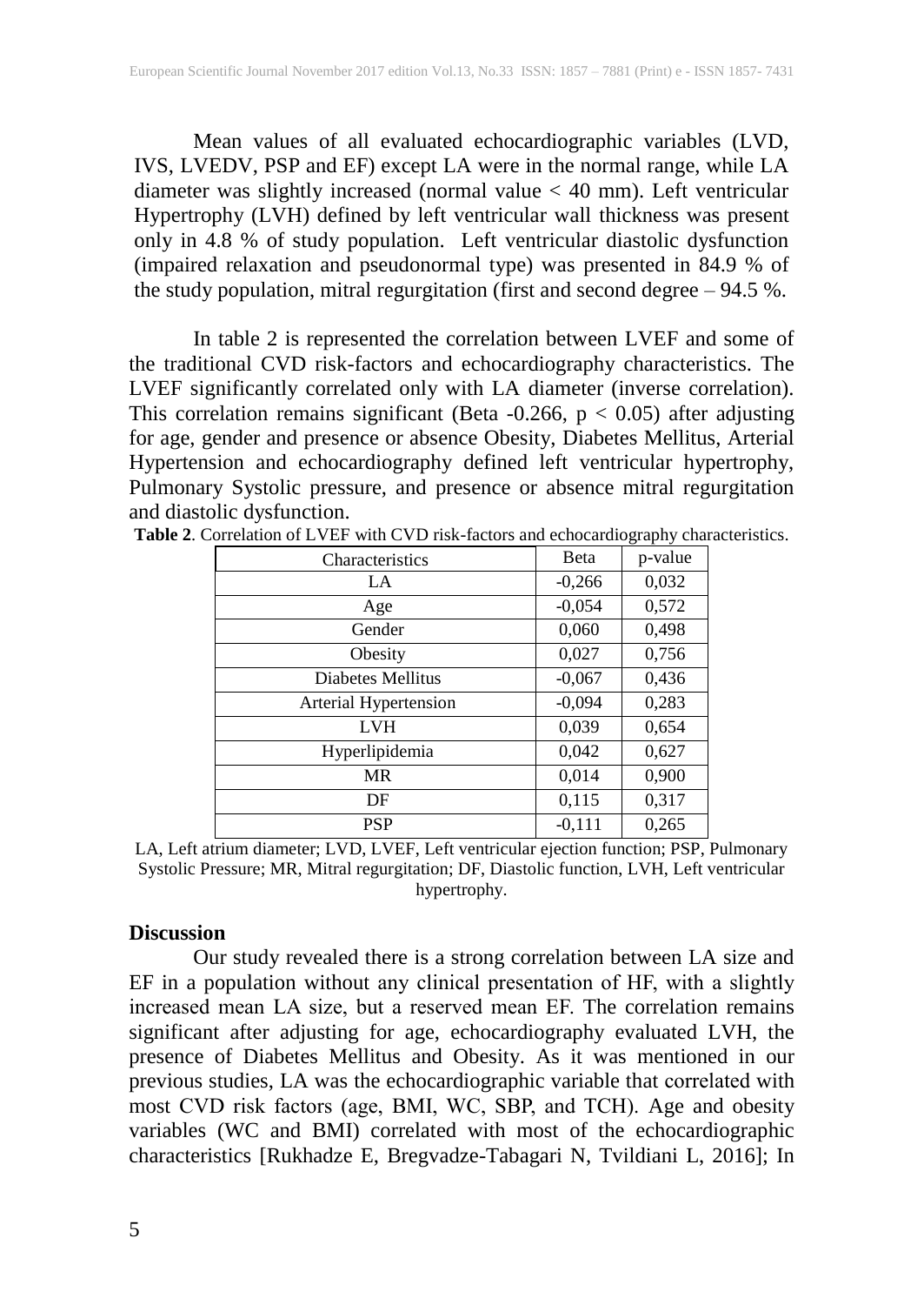Mean values of all evaluated echocardiographic variables (LVD, IVS, LVEDV, PSP and EF) except LA were in the normal range, while LA diameter was slightly increased (normal value < 40 mm). Left ventricular Hypertrophy (LVH) defined by left ventricular wall thickness was present only in 4.8 % of study population. Left ventricular diastolic dysfunction (impaired relaxation and pseudonormal type) was presented in 84.9 % of the study population, mitral regurgitation (first and second degree – 94.5 %.

In table 2 is represented the correlation between LVEF and some of the traditional CVD risk-factors and echocardiography characteristics. The LVEF significantly correlated only with LA diameter (inverse correlation). This correlation remains significant (Beta -0.266, $p < 0.05$) after adjusting for age, gender and presence or absence Obesity, Diabetes Mellitus, Arterial Hypertension and echocardiography defined left ventricular hypertrophy, Pulmonary Systolic pressure, and presence or absence mitral regurgitation and diastolic dysfunction.

**Table 2**. Correlation of LVEF with CVD risk-factors and echocardiography characteristics.

| Characteristics | Beta | p-value |
|---|---|---|
| LA | -0,266 | 0,032 |
| Age | -0,054 | 0,572 |
| Gender | 0,060 | 0,498 |
| Obesity | 0,027 | 0,756 |
| Diabetes Mellitus | -0,067 | 0,436 |
| Arterial Hypertension | -0,094 | 0,283 |
| LVH | 0,039 | 0,654 |
| Hyperlipidemia | 0,042 | 0,627 |
| MR | 0,014 | 0,900 |
| DF | 0,115 | 0,317 |
| PSP | -0,111 | 0,265 |

LA, Left atrium diameter; LVD, LVEF, Left ventricular ejection function; PSP, Pulmonary Systolic Pressure; MR, Mitral regurgitation; DF, Diastolic function, LVH, Left ventricular hypertrophy.

## Discussion

Our study revealed there is a strong correlation between LA size and EF in a population without any clinical presentation of HF, with a slightly increased mean LA size, but a reserved mean EF. The correlation remains significant after adjusting for age, echocardiography evaluated LVH, the presence of Diabetes Mellitus and Obesity. As it was mentioned in our previous studies, LA was the echocardiographic variable that correlated with most CVD risk factors (age, BMI, WC, SBP, and TCH). Age and obesity variables (WC and BMI) correlated with most of the echocardiographic characteristics [Rukhadze E, Bregvadze-Tabagari N, Tvildiani L, 2016]; In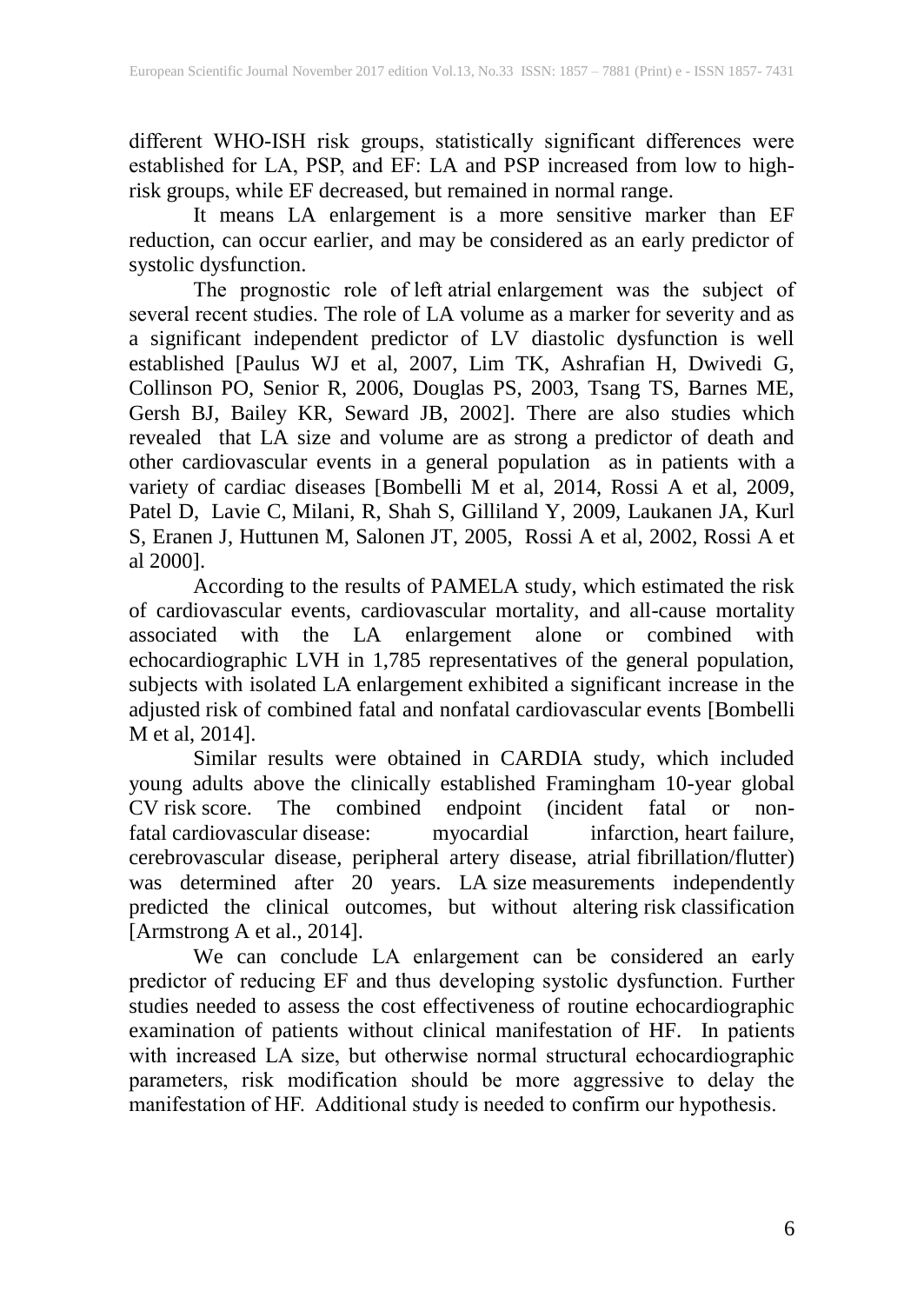different WHO-ISH risk groups, statistically significant differences were established for LA, PSP, and EF: LA and PSP increased from low to high-risk groups, while EF decreased, but remained in normal range.

It means LA enlargement is a more sensitive marker than EF reduction, can occur earlier, and may be considered as an early predictor of systolic dysfunction.

The prognostic role of left atrial enlargement was the subject of several recent studies. The role of LA volume as a marker for severity and as a significant independent predictor of LV diastolic dysfunction is well established [Paulus WJ et al, 2007, Lim TK, Ashrafian H, Dwivedi G, Collinson PO, Senior R, 2006, Douglas PS, 2003, Tsang TS, Barnes ME, Gersh BJ, Bailey KR, Seward JB, 2002]. There are also studies which revealed that LA size and volume are as strong a predictor of death and other cardiovascular events in a general population as in patients with a variety of cardiac diseases [Bombelli M et al, 2014, Rossi A et al, 2009, Patel D, Lavie C, Milani, R, Shah S, Gilliland Y, 2009, Laukanen JA, Kurl S, Eranen J, Huttunen M, Salonen JT, 2005, Rossi A et al, 2002, Rossi A et al 2000].

According to the results of PAMELA study, which estimated the risk of cardiovascular events, cardiovascular mortality, and all-cause mortality associated with the LA enlargement alone or combined with echocardiographic LVH in 1,785 representatives of the general population, subjects with isolated LA enlargement exhibited a significant increase in the adjusted risk of combined fatal and nonfatal cardiovascular events [Bombelli M et al, 2014].

Similar results were obtained in CARDIA study, which included young adults above the clinically established Framingham 10-year global CV risk score. The combined endpoint (incident fatal or non-fatal cardiovascular disease: myocardial infarction, heart failure, cerebrovascular disease, peripheral artery disease, atrial fibrillation/flutter) was determined after 20 years. LA size measurements independently predicted the clinical outcomes, but without altering risk classification [Armstrong A et al., 2014].

We can conclude LA enlargement can be considered an early predictor of reducing EF and thus developing systolic dysfunction. Further studies needed to assess the cost effectiveness of routine echocardiographic examination of patients without clinical manifestation of HF. In patients with increased LA size, but otherwise normal structural echocardiographic parameters, risk modification should be more aggressive to delay the manifestation of HF. Additional study is needed to confirm our hypothesis.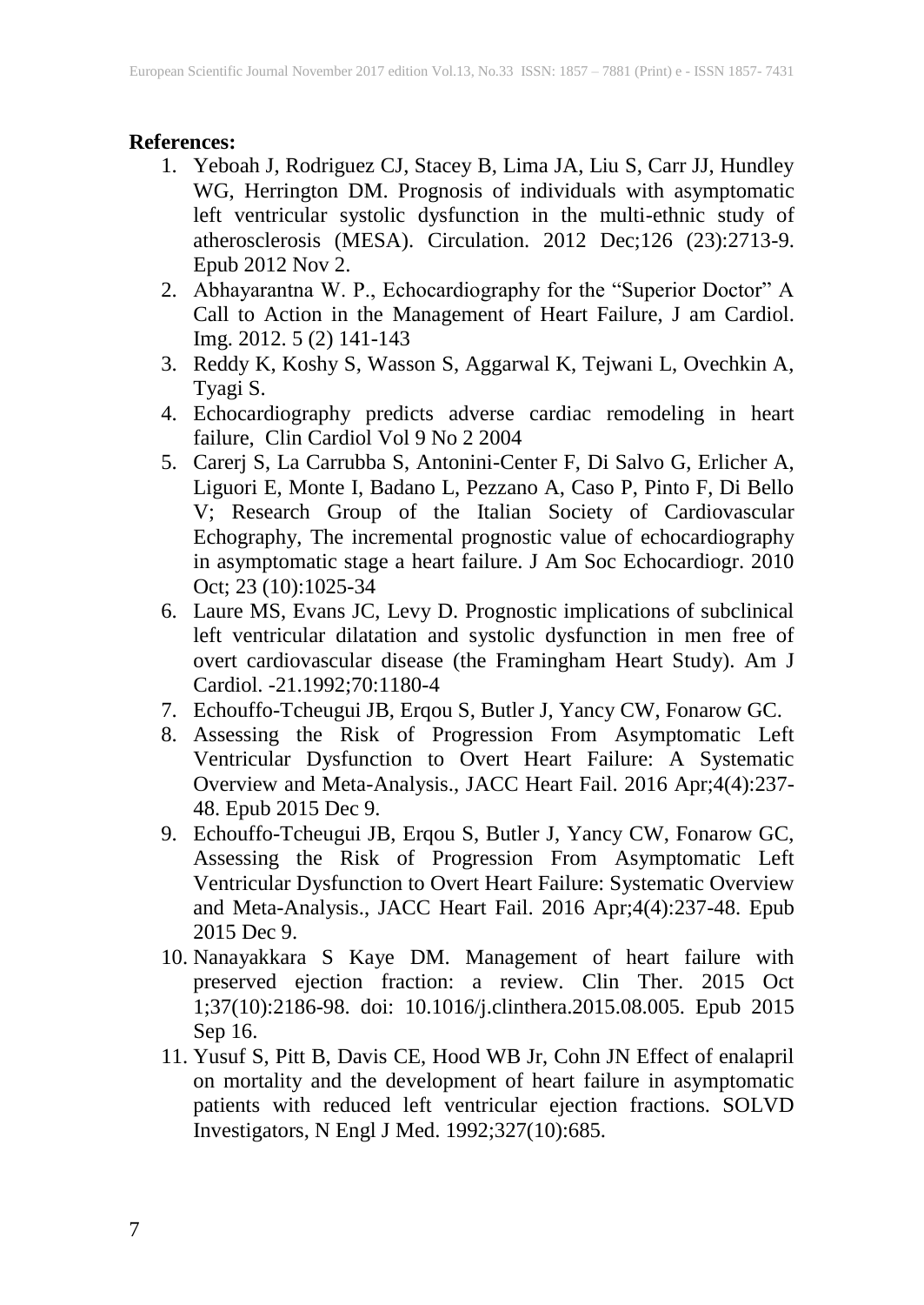**References:**

1. Yeboah J, Rodriguez CJ, Stacey B, Lima JA, Liu S, Carr JJ, Hundley WG, Herrington DM. Prognosis of individuals with asymptomatic left ventricular systolic dysfunction in the multi-ethnic study of atherosclerosis (MESA). Circulation. 2012 Dec;126 (23):2713-9. Epub 2012 Nov 2.
2. Abhayarantna W. P., Echocardiography for the "Superior Doctor" A Call to Action in the Management of Heart Failure, J am Cardiol. Img. 2012. 5 (2) 141-143
3. Reddy K, Koshy S, Wasson S, Aggarwal K, Tejwani L, Ovechkin A, Tyagi S.
4. Echocardiography predicts adverse cardiac remodeling in heart failure, Clin Cardiol Vol 9 No 2 2004
5. Carerj S, La Carrubba S, Antonini-Center F, Di Salvo G, Erlicher A, Liguori E, Monte I, Badano L, Pezzano A, Caso P, Pinto F, Di Bello V; Research Group of the Italian Society of Cardiovascular Echography, The incremental prognostic value of echocardiography in asymptomatic stage a heart failure. J Am Soc Echocardiogr. 2010 Oct; 23 (10):1025-34
6. Laure MS, Evans JC, Levy D. Prognostic implications of subclinical left ventricular dilatation and systolic dysfunction in men free of overt cardiovascular disease (the Framingham Heart Study). Am J Cardiol. -21.1992;70:1180-4
7. Echouffo-Tcheugui JB, Erqou S, Butler J, Yancy CW, Fonarow GC.
8. Assessing the Risk of Progression From Asymptomatic Left Ventricular Dysfunction to Overt Heart Failure: A Systematic Overview and Meta-Analysis., JACC Heart Fail. 2016 Apr;4(4):237-48. Epub 2015 Dec 9.
9. Echouffo-Tcheugui JB, Erqou S, Butler J, Yancy CW, Fonarow GC, Assessing the Risk of Progression From Asymptomatic Left Ventricular Dysfunction to Overt Heart Failure: Systematic Overview and Meta-Analysis., JACC Heart Fail. 2016 Apr;4(4):237-48. Epub 2015 Dec 9.
10. Nanayakkara S Kaye DM. Management of heart failure with preserved ejection fraction: a review. Clin Ther. 2015 Oct 1;37(10):2186-98. doi: 10.1016/j.clinthera.2015.08.005. Epub 2015 Sep 16.
11. Yusuf S, Pitt B, Davis CE, Hood WB Jr, Cohn JN Effect of enalapril on mortality and the development of heart failure in asymptomatic patients with reduced left ventricular ejection fractions. SOLVD Investigators, N Engl J Med. 1992;327(10):685.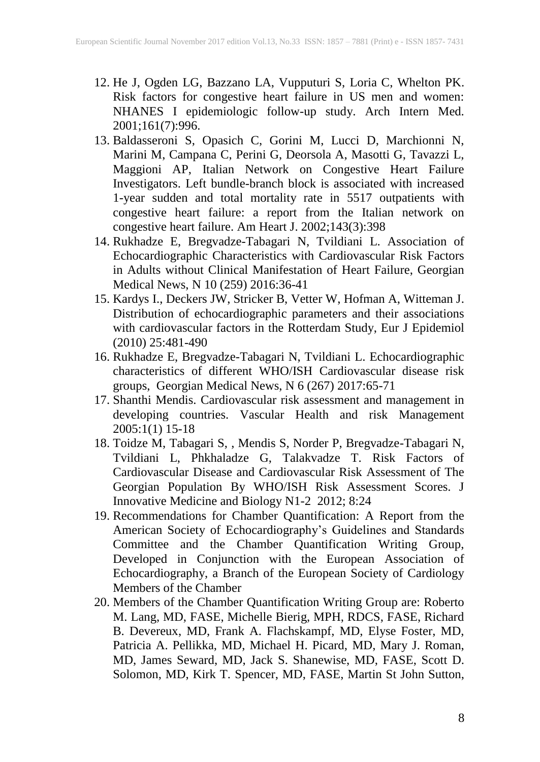12. He J, Ogden LG, Bazzano LA, Vupputuri S, Loria C, Whelton PK. Risk factors for congestive heart failure in US men and women: NHANES I epidemiologic follow-up study. Arch Intern Med. 2001;161(7):996.
13. Baldasseroni S, Opasich C, Gorini M, Lucci D, Marchionni N, Marini M, Campana C, Perini G, Deorsola A, Masotti G, Tavazzi L, Maggioni AP, Italian Network on Congestive Heart Failure Investigators. Left bundle-branch block is associated with increased 1-year sudden and total mortality rate in 5517 outpatients with congestive heart failure: a report from the Italian network on congestive heart failure. Am Heart J. 2002;143(3):398
14. Rukhadze E, Bregvadze-Tabagari N, Tvildiani L. Association of Echocardiographic Characteristics with Cardiovascular Risk Factors in Adults without Clinical Manifestation of Heart Failure, Georgian Medical News, N 10 (259) 2016:36-41
15. Kardys I., Deckers JW, Stricker B, Vetter W, Hofman A, Witteman J. Distribution of echocardiographic parameters and their associations with cardiovascular factors in the Rotterdam Study, Eur J Epidemiol (2010) 25:481-490
16. Rukhadze E, Bregvadze-Tabagari N, Tvildiani L. Echocardiographic characteristics of different WHO/ISH Cardiovascular disease risk groups, Georgian Medical News, N 6 (267) 2017:65-71
17. Shanthi Mendis. Cardiovascular risk assessment and management in developing countries. Vascular Health and risk Management 2005:1(1) 15-18
18. Toidze M, Tabagari S, , Mendis S, Norder P, Bregvadze-Tabagari N, Tvildiani L, Phkhaladze G, Talakvadze T. Risk Factors of Cardiovascular Disease and Cardiovascular Risk Assessment of The Georgian Population By WHO/ISH Risk Assessment Scores. J Innovative Medicine and Biology N1-2 2012; 8:24
19. Recommendations for Chamber Quantification: A Report from the American Society of Echocardiography's Guidelines and Standards Committee and the Chamber Quantification Writing Group, Developed in Conjunction with the European Association of Echocardiography, a Branch of the European Society of Cardiology Members of the Chamber
20. Members of the Chamber Quantification Writing Group are: Roberto M. Lang, MD, FASE, Michelle Bierig, MPH, RDCS, FASE, Richard B. Devereux, MD, Frank A. Flachskampf, MD, Elyse Foster, MD, Patricia A. Pellikka, MD, Michael H. Picard, MD, Mary J. Roman, MD, James Seward, MD, Jack S. Shanewise, MD, FASE, Scott D. Solomon, MD, Kirk T. Spencer, MD, FASE, Martin St John Sutton,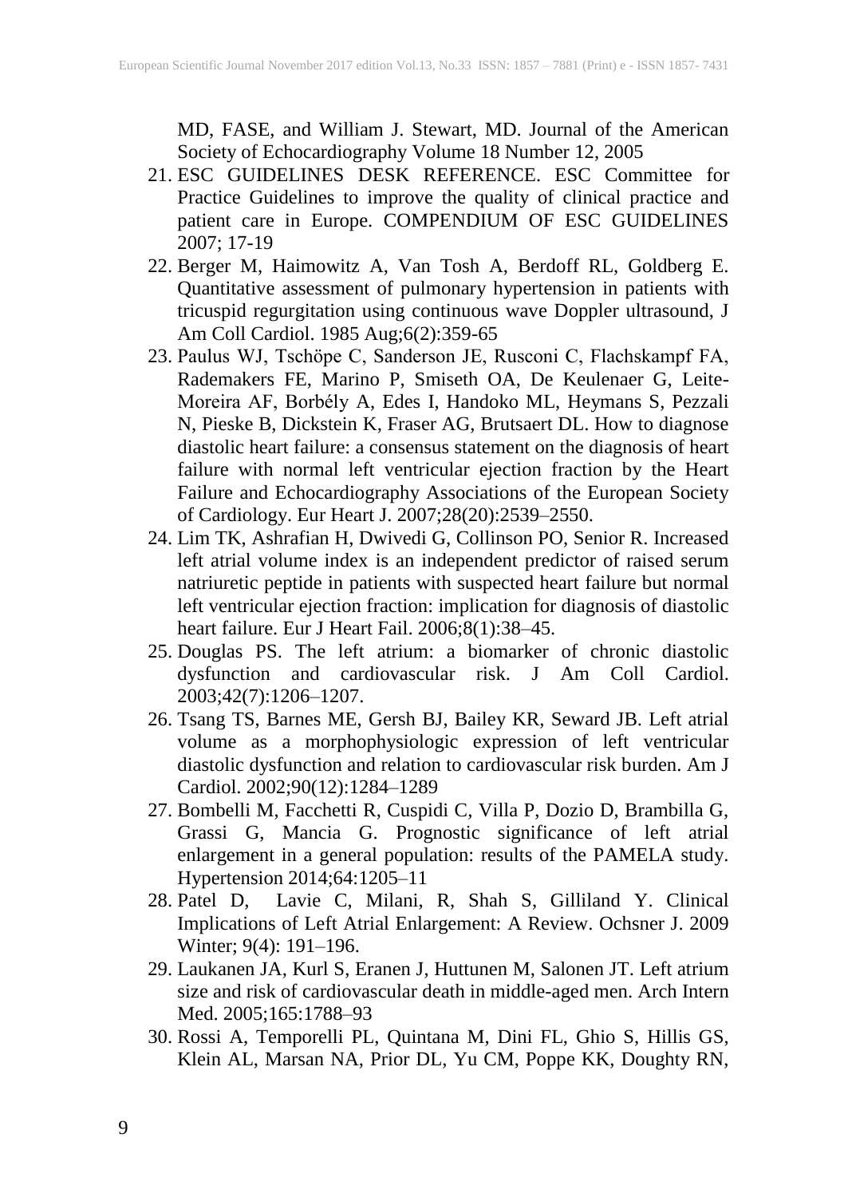MD, FASE, and William J. Stewart, MD. Journal of the American Society of Echocardiography Volume 18 Number 12, 2005

21. ESC GUIDELINES DESK REFERENCE. ESC Committee for Practice Guidelines to improve the quality of clinical practice and patient care in Europe. COMPENDIUM OF ESC GUIDELINES 2007; 17-19
22. Berger M, Haimowitz A, Van Tosh A, Berdoff RL, Goldberg E. Quantitative assessment of pulmonary hypertension in patients with tricuspid regurgitation using continuous wave Doppler ultrasound, J Am Coll Cardiol. 1985 Aug;6(2):359-65
23. Paulus WJ, Tschöpe C, Sanderson JE, Rusconi C, Flachskampf FA, Rademakers FE, Marino P, Smiseth OA, De Keulenaer G, Leite-Moreira AF, Borbély A, Edes I, Handoko ML, Heymans S, Pezzali N, Pieske B, Dickstein K, Fraser AG, Brutsaert DL. How to diagnose diastolic heart failure: a consensus statement on the diagnosis of heart failure with normal left ventricular ejection fraction by the Heart Failure and Echocardiography Associations of the European Society of Cardiology. Eur Heart J. 2007;28(20):2539–2550.
24. Lim TK, Ashrafian H, Dwivedi G, Collinson PO, Senior R. Increased left atrial volume index is an independent predictor of raised serum natriuretic peptide in patients with suspected heart failure but normal left ventricular ejection fraction: implication for diagnosis of diastolic heart failure. Eur J Heart Fail. 2006;8(1):38–45.
25. Douglas PS. The left atrium: a biomarker of chronic diastolic dysfunction and cardiovascular risk. J Am Coll Cardiol. 2003;42(7):1206–1207.
26. Tsang TS, Barnes ME, Gersh BJ, Bailey KR, Seward JB. Left atrial volume as a morphophysiologic expression of left ventricular diastolic dysfunction and relation to cardiovascular risk burden. Am J Cardiol. 2002;90(12):1284–1289
27. Bombelli M, Facchetti R, Cuspidi C, Villa P, Dozio D, Brambilla G, Grassi G, Mancia G. Prognostic significance of left atrial enlargement in a general population: results of the PAMELA study. Hypertension 2014;64:1205–11
28. Patel D, Lavie C, Milani, R, Shah S, Gilliland Y. Clinical Implications of Left Atrial Enlargement: A Review. Ochsner J. 2009 Winter; 9(4): 191–196.
29. Laukanen JA, Kurl S, Eranen J, Huttunen M, Salonen JT. Left atrium size and risk of cardiovascular death in middle-aged men. Arch Intern Med. 2005;165:1788–93
30. Rossi A, Temporelli PL, Quintana M, Dini FL, Ghio S, Hillis GS, Klein AL, Marsan NA, Prior DL, Yu CM, Poppe KK, Doughty RN,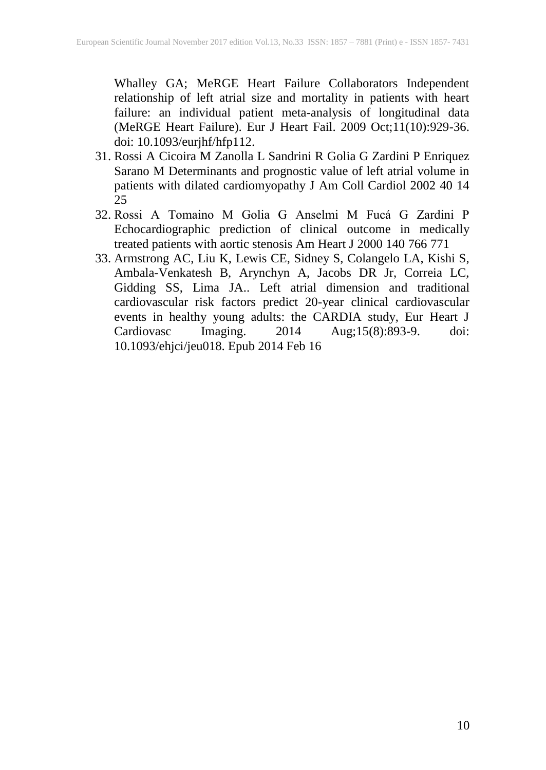Whalley GA; MeRGE Heart Failure Collaborators Independent relationship of left atrial size and mortality in patients with heart failure: an individual patient meta-analysis of longitudinal data (MeRGE Heart Failure). Eur J Heart Fail. 2009 Oct;11(10):929-36. doi: 10.1093/eurjhf/hfp112.

31. Rossi A Cicoira M Zanolla L Sandrini R Golia G Zardini P Enriquez Sarano M Determinants and prognostic value of left atrial volume in patients with dilated cardiomyopathy J Am Coll Cardiol 2002 40 14 25
32. Rossi A Tomaino M Golia G Anselmi M Fucá G Zardini P Echocardiographic prediction of clinical outcome in medically treated patients with aortic stenosis Am Heart J 2000 140 766 771
33. Armstrong AC, Liu K, Lewis CE, Sidney S, Colangelo LA, Kishi S, Ambala-Venkatesh B, Arynchyn A, Jacobs DR Jr, Correia LC, Gidding SS, Lima JA.. Left atrial dimension and traditional cardiovascular risk factors predict 20-year clinical cardiovascular events in healthy young adults: the CARDIA study, Eur Heart J Cardiovasc Imaging. 2014 Aug;15(8):893-9. doi: 10.1093/ehjci/jeu018. Epub 2014 Feb 16